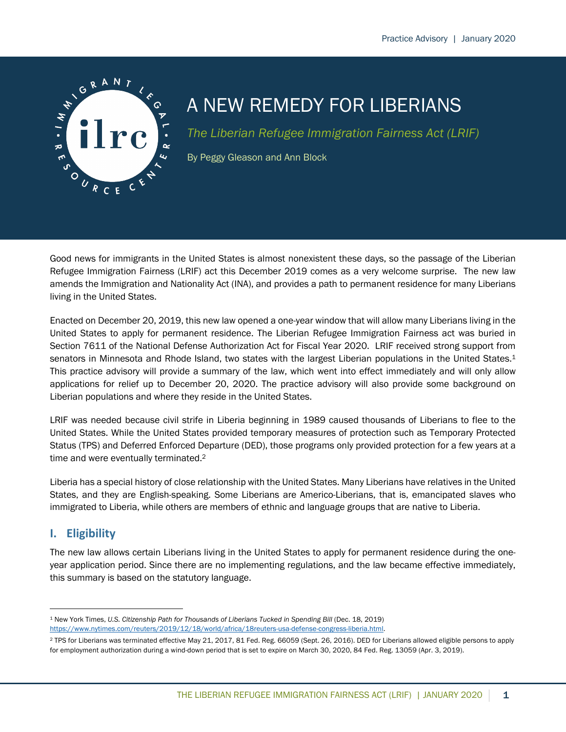# A NEW REMEDY FOR LIBERIANS

*The Liberian Refugee Immigration Fairness Act (LRIF)*

By Peggy Gleason and Ann Block

Good news for immigrants in the United States is almost nonexistent these days, so the passage of the Liberian Refugee Immigration Fairness (LRIF) act this December 2019 comes as a very welcome surprise. The new law amends the Immigration and Nationality Act (INA), and provides a path to permanent residence for many Liberians living in the United States.

Enacted on December 20, 2019, this new law opened a one-year window that will allow many Liberians living in the United States to apply for permanent residence. The Liberian Refugee Immigration Fairness act was buried in Section 7611 of the National Defense Authorization Act for Fiscal Year 2020. LRIF received strong support from senators in Minnesota and Rhode Island, two states with the largest Liberian populations in the United States.[1] This practice advisory will provide a summary of the law, which went into effect immediately and will only allow applications for relief up to December 20, 2020. The practice advisory will also provide some background on Liberian populations and where they reside in the United States.

LRIF was needed because civil strife in Liberia beginning in 1989 caused thousands of Liberians to flee to the United States. While the United States provided temporary measures of protection such as Temporary Protected Status (TPS) and Deferred Enforced Departure (DED), those programs only provided protection for a few years at a time and were eventually terminated.[2]

Liberia has a special history of close relationship with the United States. Many Liberians have relatives in the United States, and they are English-speaking. Some Liberians are Americo-Liberians, that is, emancipated slaves who immigrated to Liberia, while others are members of ethnic and language groups that are native to Liberia.

## I. Eligibility

The new law allows certain Liberians living in the United States to apply for permanent residence during the one-year application period. Since there are no implementing regulations, and the law became effective immediately, this summary is based on the statutory language.

---

[1] New York Times, *U.S. Citizenship Path for Thousands of Liberians Tucked in Spending Bill* (Dec. 18, 2019) https://www.nytimes.com/reuters/2019/12/18/world/africa/18reuters-usa-defense-congress-liberia.html.

[2] TPS for Liberians was terminated effective May 21, 2017, 81 Fed. Reg. 66059 (Sept. 26, 2016). DED for Liberians allowed eligible persons to apply for employment authorization during a wind-down period that is set to expire on March 30, 2020, 84 Fed. Reg. 13059 (Apr. 3, 2019).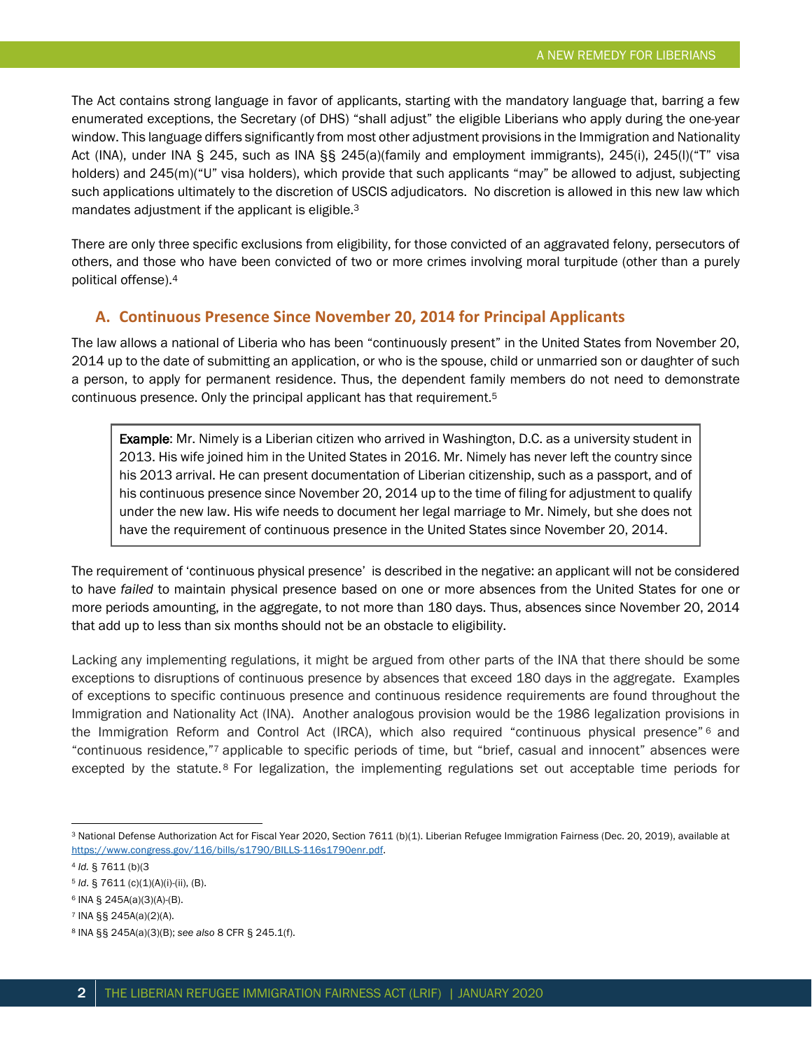The Act contains strong language in favor of applicants, starting with the mandatory language that, barring a few enumerated exceptions, the Secretary (of DHS) "shall adjust" the eligible Liberians who apply during the one-year window. This language differs significantly from most other adjustment provisions in the Immigration and Nationality Act (INA), under INA § 245, such as INA §§ 245(a)(family and employment immigrants), 245(i), 245(l)("T" visa holders) and 245(m)("U" visa holders), which provide that such applicants "may" be allowed to adjust, subjecting such applications ultimately to the discretion of USCIS adjudicators. No discretion is allowed in this new law which mandates adjustment if the applicant is eligible.[3]

There are only three specific exclusions from eligibility, for those convicted of an aggravated felony, persecutors of others, and those who have been convicted of two or more crimes involving moral turpitude (other than a purely political offense).[4]

### A. Continuous Presence Since November 20, 2014 for Principal Applicants

The law allows a national of Liberia who has been "continuously present" in the United States from November 20, 2014 up to the date of submitting an application, or who is the spouse, child or unmarried son or daughter of such a person, to apply for permanent residence. Thus, the dependent family members do not need to demonstrate continuous presence. Only the principal applicant has that requirement.[5]

> **Example**: Mr. Nimely is a Liberian citizen who arrived in Washington, D.C. as a university student in 2013. His wife joined him in the United States in 2016. Mr. Nimely has never left the country since his 2013 arrival. He can present documentation of Liberian citizenship, such as a passport, and of his continuous presence since November 20, 2014 up to the time of filing for adjustment to qualify under the new law. His wife needs to document her legal marriage to Mr. Nimely, but she does not have the requirement of continuous presence in the United States since November 20, 2014.

The requirement of 'continuous physical presence' is described in the negative: an applicant will not be considered to have *failed* to maintain physical presence based on one or more absences from the United States for one or more periods amounting, in the aggregate, to not more than 180 days. Thus, absences since November 20, 2014 that add up to less than six months should not be an obstacle to eligibility.

Lacking any implementing regulations, it might be argued from other parts of the INA that there should be some exceptions to disruptions of continuous presence by absences that exceed 180 days in the aggregate. Examples of exceptions to specific continuous presence and continuous residence requirements are found throughout the Immigration and Nationality Act (INA). Another analogous provision would be the 1986 legalization provisions in the Immigration Reform and Control Act (IRCA), which also required "continuous physical presence"[6] and "continuous residence,"[7] applicable to specific periods of time, but "brief, casual and innocent" absences were excepted by the statute.[8] For legalization, the implementing regulations set out acceptable time periods for

---

[3] National Defense Authorization Act for Fiscal Year 2020, Section 7611 (b)(1). Liberian Refugee Immigration Fairness (Dec. 20, 2019), available at https://www.congress.gov/116/bills/s1790/BILLS-116s1790enr.pdf.

[4] *Id.* § 7611 (b)(3

[5] *Id.* § 7611 (c)(1)(A)(i)-(ii), (B).

[6] INA § 245A(a)(3)(A)-(B).

[7] INA §§ 245A(a)(2)(A).

[8] INA §§ 245A(a)(3)(B); *see also* 8 CFR § 245.1(f).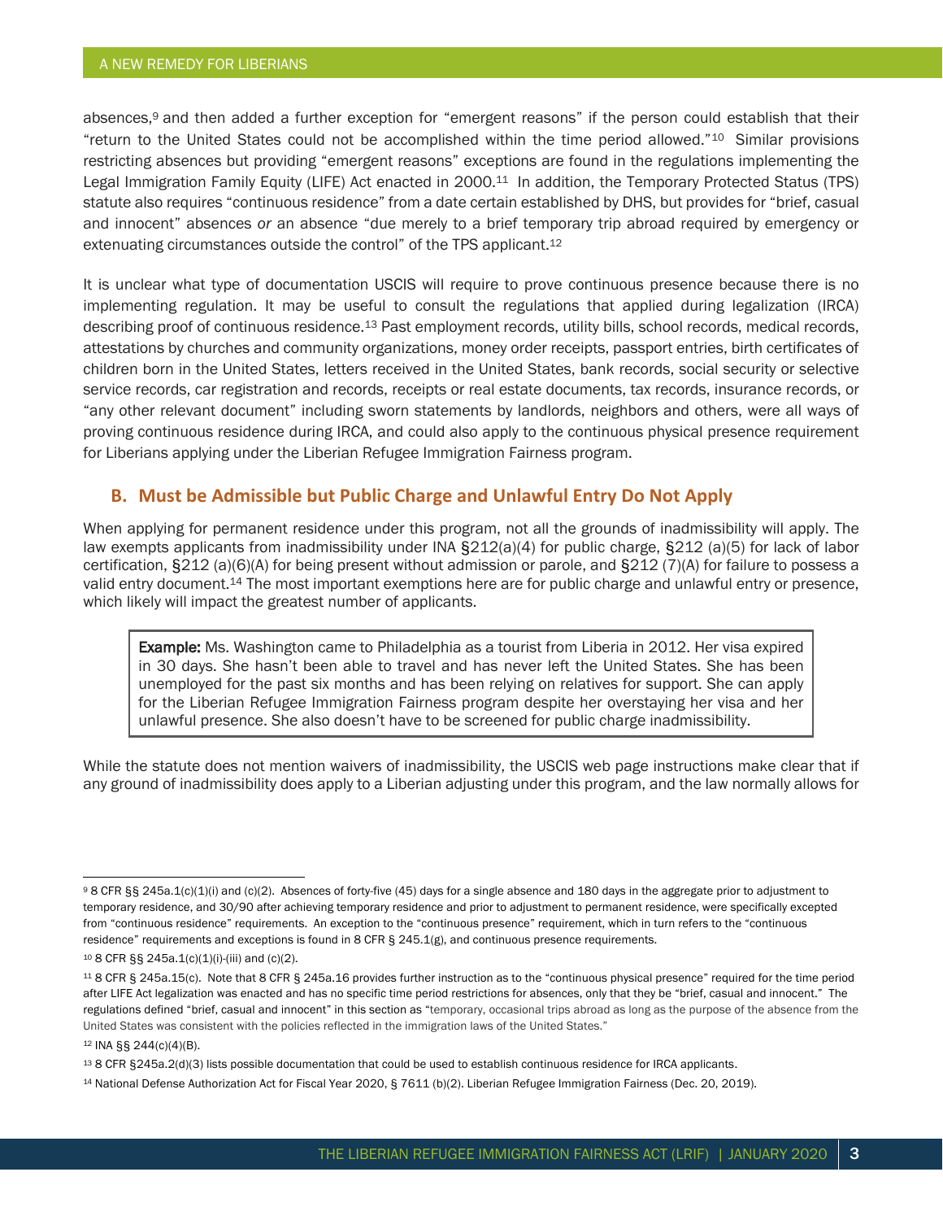absences,[9] and then added a further exception for "emergent reasons" if the person could establish that their "return to the United States could not be accomplished within the time period allowed."[10] Similar provisions restricting absences but providing "emergent reasons" exceptions are found in the regulations implementing the Legal Immigration Family Equity (LIFE) Act enacted in 2000.[11] In addition, the Temporary Protected Status (TPS) statute also requires "continuous residence" from a date certain established by DHS, but provides for "brief, casual and innocent" absences *or* an absence "due merely to a brief temporary trip abroad required by emergency or extenuating circumstances outside the control" of the TPS applicant.[12]

It is unclear what type of documentation USCIS will require to prove continuous presence because there is no implementing regulation. It may be useful to consult the regulations that applied during legalization (IRCA) describing proof of continuous residence.[13] Past employment records, utility bills, school records, medical records, attestations by churches and community organizations, money order receipts, passport entries, birth certificates of children born in the United States, letters received in the United States, bank records, social security or selective service records, car registration and records, receipts or real estate documents, tax records, insurance records, or "any other relevant document" including sworn statements by landlords, neighbors and others, were all ways of proving continuous residence during IRCA, and could also apply to the continuous physical presence requirement for Liberians applying under the Liberian Refugee Immigration Fairness program.

## B. Must be Admissible but Public Charge and Unlawful Entry Do Not Apply

When applying for permanent residence under this program, not all the grounds of inadmissibility will apply. The law exempts applicants from inadmissibility under INA §212(a)(4) for public charge, §212 (a)(5) for lack of labor certification, §212 (a)(6)(A) for being present without admission or parole, and §212 (7)(A) for failure to possess a valid entry document.[14] The most important exemptions here are for public charge and unlawful entry or presence, which likely will impact the greatest number of applicants.

> **Example:** Ms. Washington came to Philadelphia as a tourist from Liberia in 2012. Her visa expired in 30 days. She hasn't been able to travel and has never left the United States. She has been unemployed for the past six months and has been relying on relatives for support. She can apply for the Liberian Refugee Immigration Fairness program despite her overstaying her visa and her unlawful presence. She also doesn't have to be screened for public charge inadmissibility.

While the statute does not mention waivers of inadmissibility, the USCIS web page instructions make clear that if any ground of inadmissibility does apply to a Liberian adjusting under this program, and the law normally allows for

---

[9] 8 CFR §§ 245a.1(c)(1)(i) and (c)(2). Absences of forty-five (45) days for a single absence and 180 days in the aggregate prior to adjustment to temporary residence, and 30/90 after achieving temporary residence and prior to adjustment to permanent residence, were specifically excepted from "continuous residence" requirements. An exception to the "continuous presence" requirement, which in turn refers to the "continuous residence" requirements and exceptions is found in 8 CFR § 245.1(g), and continuous presence requirements.

[10] 8 CFR §§ 245a.1(c)(1)(i)-(iii) and (c)(2).

[11] 8 CFR § 245a.15(c). Note that 8 CFR § 245a.16 provides further instruction as to the "continuous physical presence" required for the time period after LIFE Act legalization was enacted and has no specific time period restrictions for absences, only that they be "brief, casual and innocent." The regulations defined "brief, casual and innocent" in this section as "temporary, occasional trips abroad as long as the purpose of the absence from the United States was consistent with the policies reflected in the immigration laws of the United States."

[12] INA §§ 244(c)(4)(B).

[13] 8 CFR §245a.2(d)(3) lists possible documentation that could be used to establish continuous residence for IRCA applicants.

[14] National Defense Authorization Act for Fiscal Year 2020, § 7611 (b)(2). Liberian Refugee Immigration Fairness (Dec. 20, 2019).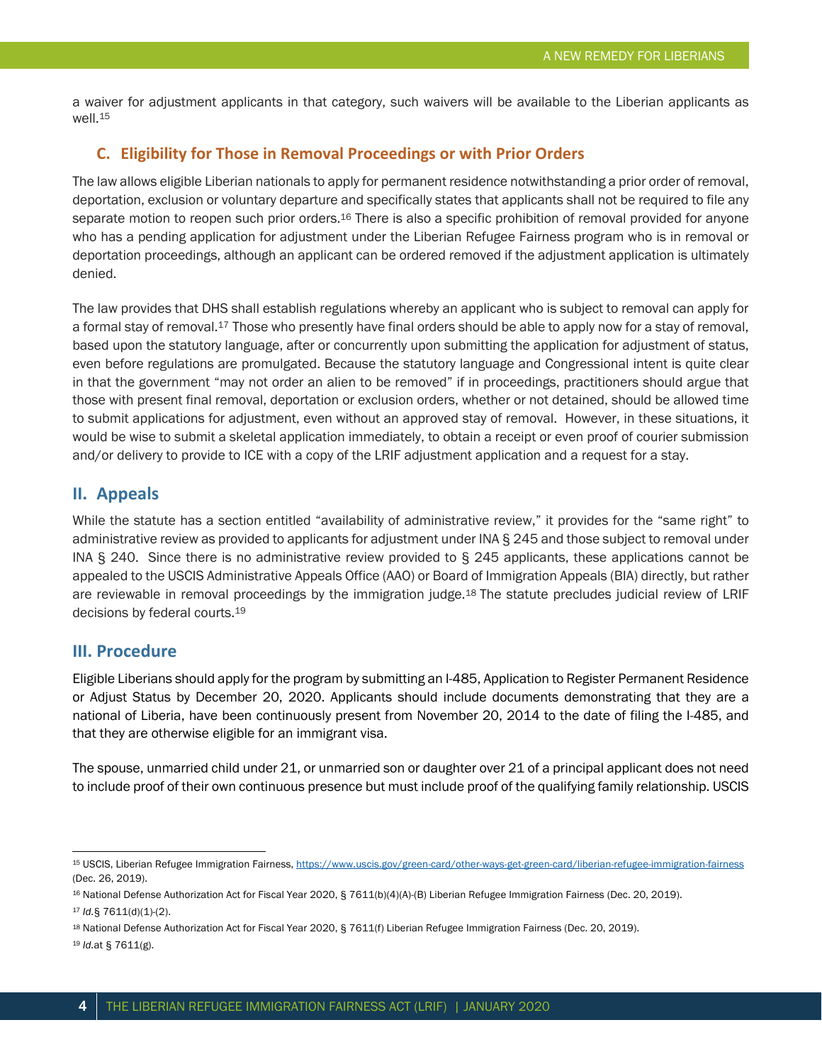a waiver for adjustment applicants in that category, such waivers will be available to the Liberian applicants as well.[15]

### C. Eligibility for Those in Removal Proceedings or with Prior Orders

The law allows eligible Liberian nationals to apply for permanent residence notwithstanding a prior order of removal, deportation, exclusion or voluntary departure and specifically states that applicants shall not be required to file any separate motion to reopen such prior orders.[16] There is also a specific prohibition of removal provided for anyone who has a pending application for adjustment under the Liberian Refugee Fairness program who is in removal or deportation proceedings, although an applicant can be ordered removed if the adjustment application is ultimately denied.

The law provides that DHS shall establish regulations whereby an applicant who is subject to removal can apply for a formal stay of removal.[17] Those who presently have final orders should be able to apply now for a stay of removal, based upon the statutory language, after or concurrently upon submitting the application for adjustment of status, even before regulations are promulgated. Because the statutory language and Congressional intent is quite clear in that the government "may not order an alien to be removed" if in proceedings, practitioners should argue that those with present final removal, deportation or exclusion orders, whether or not detained, should be allowed time to submit applications for adjustment, even without an approved stay of removal. However, in these situations, it would be wise to submit a skeletal application immediately, to obtain a receipt or even proof of courier submission and/or delivery to provide to ICE with a copy of the LRIF adjustment application and a request for a stay.

## II. Appeals

While the statute has a section entitled "availability of administrative review," it provides for the "same right" to administrative review as provided to applicants for adjustment under INA § 245 and those subject to removal under INA § 240. Since there is no administrative review provided to § 245 applicants, these applications cannot be appealed to the USCIS Administrative Appeals Office (AAO) or Board of Immigration Appeals (BIA) directly, but rather are reviewable in removal proceedings by the immigration judge.[18] The statute precludes judicial review of LRIF decisions by federal courts.[19]

## III. Procedure

Eligible Liberians should apply for the program by submitting an I-485, Application to Register Permanent Residence or Adjust Status by December 20, 2020. Applicants should include documents demonstrating that they are a national of Liberia, have been continuously present from November 20, 2014 to the date of filing the I-485, and that they are otherwise eligible for an immigrant visa.

The spouse, unmarried child under 21, or unmarried son or daughter over 21 of a principal applicant does not need to include proof of their own continuous presence but must include proof of the qualifying family relationship. USCIS

---

[15] USCIS, Liberian Refugee Immigration Fairness, https://www.uscis.gov/green-card/other-ways-get-green-card/liberian-refugee-immigration-fairness (Dec. 26, 2019).

[16] National Defense Authorization Act for Fiscal Year 2020, § 7611(b)(4)(A)-(B) Liberian Refugee Immigration Fairness (Dec. 20, 2019).

[17] *Id.*§ 7611(d)(1)-(2).

[18] National Defense Authorization Act for Fiscal Year 2020, § 7611(f) Liberian Refugee Immigration Fairness (Dec. 20, 2019).

[19] *Id.*at § 7611(g).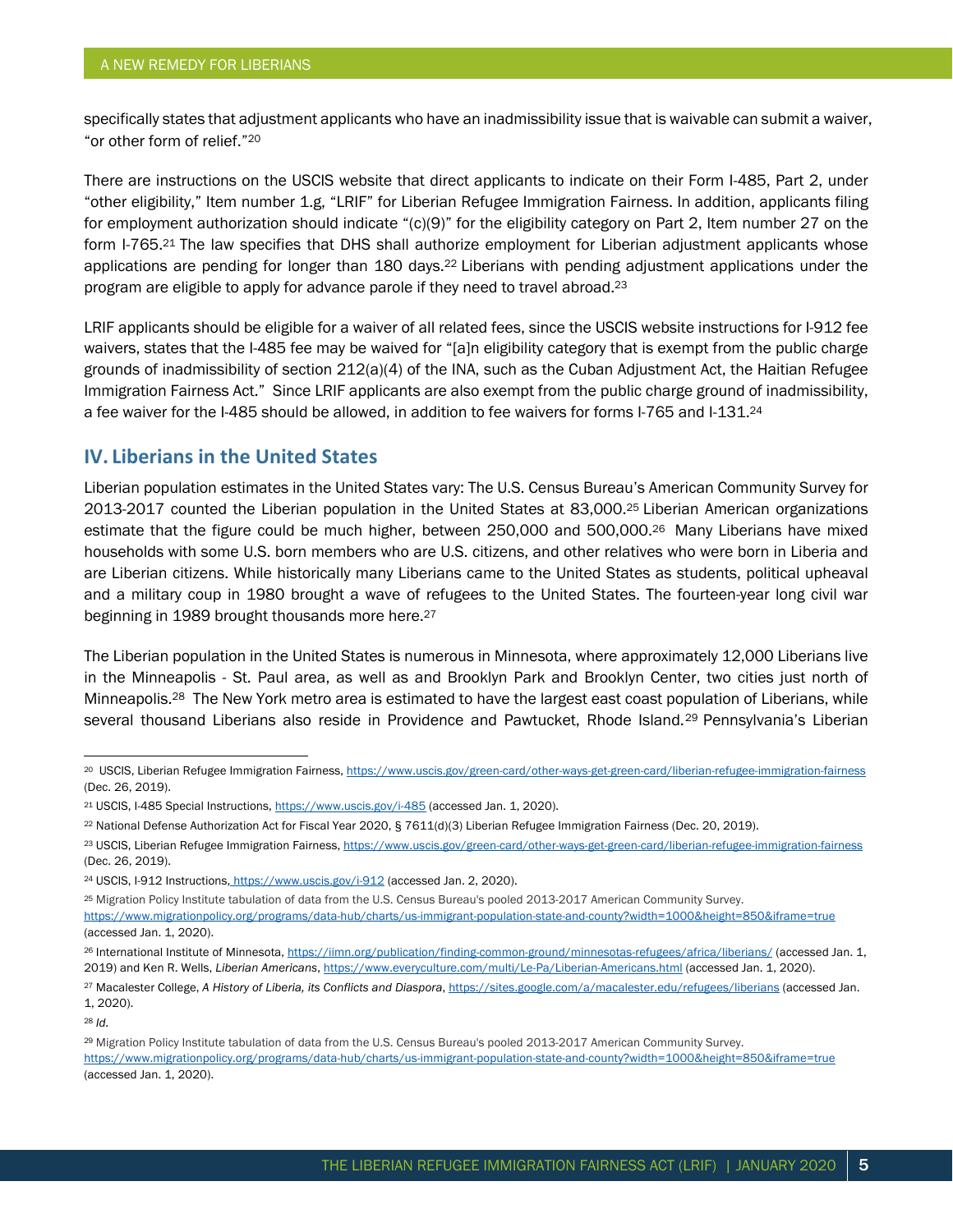specifically states that adjustment applicants who have an inadmissibility issue that is waivable can submit a waiver, "or other form of relief."[20]

There are instructions on the USCIS website that direct applicants to indicate on their Form I-485, Part 2, under "other eligibility," Item number 1.g, "LRIF" for Liberian Refugee Immigration Fairness. In addition, applicants filing for employment authorization should indicate "(c)(9)" for the eligibility category on Part 2, Item number 27 on the form I-765.[21] The law specifies that DHS shall authorize employment for Liberian adjustment applicants whose applications are pending for longer than 180 days.[22] Liberians with pending adjustment applications under the program are eligible to apply for advance parole if they need to travel abroad.[23]

LRIF applicants should be eligible for a waiver of all related fees, since the USCIS website instructions for I-912 fee waivers, states that the I-485 fee may be waived for "[a]n eligibility category that is exempt from the public charge grounds of inadmissibility of section 212(a)(4) of the INA, such as the Cuban Adjustment Act, the Haitian Refugee Immigration Fairness Act." Since LRIF applicants are also exempt from the public charge ground of inadmissibility, a fee waiver for the I-485 should be allowed, in addition to fee waivers for forms I-765 and I-131.[24]

## IV. Liberians in the United States

Liberian population estimates in the United States vary: The U.S. Census Bureau's American Community Survey for 2013-2017 counted the Liberian population in the United States at 83,000.[25] Liberian American organizations estimate that the figure could be much higher, between 250,000 and 500,000.[26] Many Liberians have mixed households with some U.S. born members who are U.S. citizens, and other relatives who were born in Liberia and are Liberian citizens. While historically many Liberians came to the United States as students, political upheaval and a military coup in 1980 brought a wave of refugees to the United States. The fourteen-year long civil war beginning in 1989 brought thousands more here.[27]

The Liberian population in the United States is numerous in Minnesota, where approximately 12,000 Liberians live in the Minneapolis - St. Paul area, as well as and Brooklyn Park and Brooklyn Center, two cities just north of Minneapolis.[28] The New York metro area is estimated to have the largest east coast population of Liberians, while several thousand Liberians also reside in Providence and Pawtucket, Rhode Island.[29] Pennsylvania's Liberian

---

[20] USCIS, Liberian Refugee Immigration Fairness, https://www.uscis.gov/green-card/other-ways-get-green-card/liberian-refugee-immigration-fairness (Dec. 26, 2019).

[21] USCIS, I-485 Special Instructions, https://www.uscis.gov/i-485 (accessed Jan. 1, 2020).

[22] National Defense Authorization Act for Fiscal Year 2020, § 7611(d)(3) Liberian Refugee Immigration Fairness (Dec. 20, 2019).

[23] USCIS, Liberian Refugee Immigration Fairness, https://www.uscis.gov/green-card/other-ways-get-green-card/liberian-refugee-immigration-fairness (Dec. 26, 2019).

[24] USCIS, I-912 Instructions, https://www.uscis.gov/i-912 (accessed Jan. 2, 2020).

[25] Migration Policy Institute tabulation of data from the U.S. Census Bureau's pooled 2013-2017 American Community Survey. https://www.migrationpolicy.org/programs/data-hub/charts/us-immigrant-population-state-and-county?width=1000&height=850&iframe=true (accessed Jan. 1, 2020).

[26] International Institute of Minnesota, https://iimn.org/publication/finding-common-ground/minnesotas-refugees/africa/liberians/ (accessed Jan. 1, 2019) and Ken R. Wells, *Liberian Americans*, https://www.everyculture.com/multi/Le-Pa/Liberian-Americans.html (accessed Jan. 1, 2020).

[27] Macalester College, *A History of Liberia, its Conflicts and Diaspora*, https://sites.google.com/a/macalester.edu/refugees/liberians (accessed Jan. 1, 2020).

[28] *Id.*

[29] Migration Policy Institute tabulation of data from the U.S. Census Bureau's pooled 2013-2017 American Community Survey. https://www.migrationpolicy.org/programs/data-hub/charts/us-immigrant-population-state-and-county?width=1000&height=850&iframe=true (accessed Jan. 1, 2020).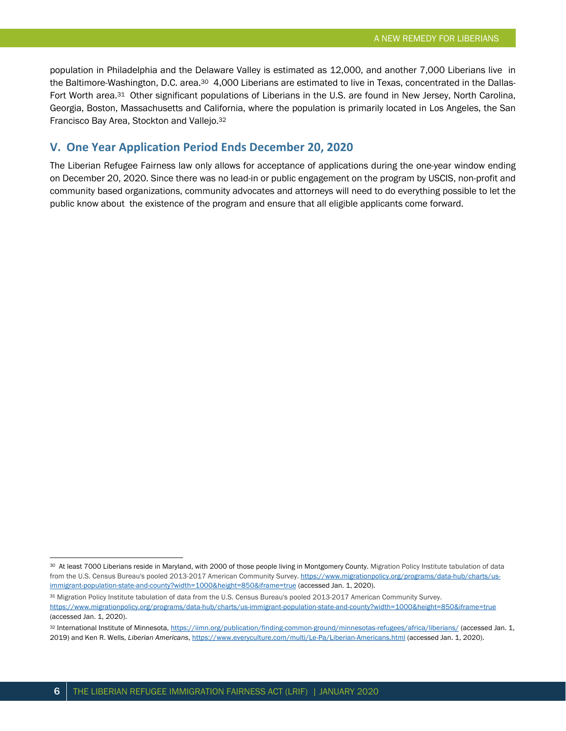population in Philadelphia and the Delaware Valley is estimated as 12,000, and another 7,000 Liberians live in the Baltimore-Washington, D.C. area.[30] 4,000 Liberians are estimated to live in Texas, concentrated in the Dallas-Fort Worth area.[31] Other significant populations of Liberians in the U.S. are found in New Jersey, North Carolina, Georgia, Boston, Massachusetts and California, where the population is primarily located in Los Angeles, the San Francisco Bay Area, Stockton and Vallejo.[32]

## V. One Year Application Period Ends December 20, 2020

The Liberian Refugee Fairness law only allows for acceptance of applications during the one-year window ending on December 20, 2020. Since there was no lead-in or public engagement on the program by USCIS, non-profit and community based organizations, community advocates and attorneys will need to do everything possible to let the public know about the existence of the program and ensure that all eligible applicants come forward.

---

[30] At least 7000 Liberians reside in Maryland, with 2000 of those people living in Montgomery County. Migration Policy Institute tabulation of data from the U.S. Census Bureau's pooled 2013-2017 American Community Survey. https://www.migrationpolicy.org/programs/data-hub/charts/us-immigrant-population-state-and-county?width=1000&height=850&iframe=true (accessed Jan. 1, 2020).

[31] Migration Policy Institute tabulation of data from the U.S. Census Bureau's pooled 2013-2017 American Community Survey. https://www.migrationpolicy.org/programs/data-hub/charts/us-immigrant-population-state-and-county?width=1000&height=850&iframe=true (accessed Jan. 1, 2020).

[32] International Institute of Minnesota, https://iimn.org/publication/finding-common-ground/minnesotas-refugees/africa/liberians/ (accessed Jan. 1, 2019) and Ken R. Wells, *Liberian Americans*, https://www.everyculture.com/multi/Le-Pa/Liberian-Americans.html (accessed Jan. 1, 2020).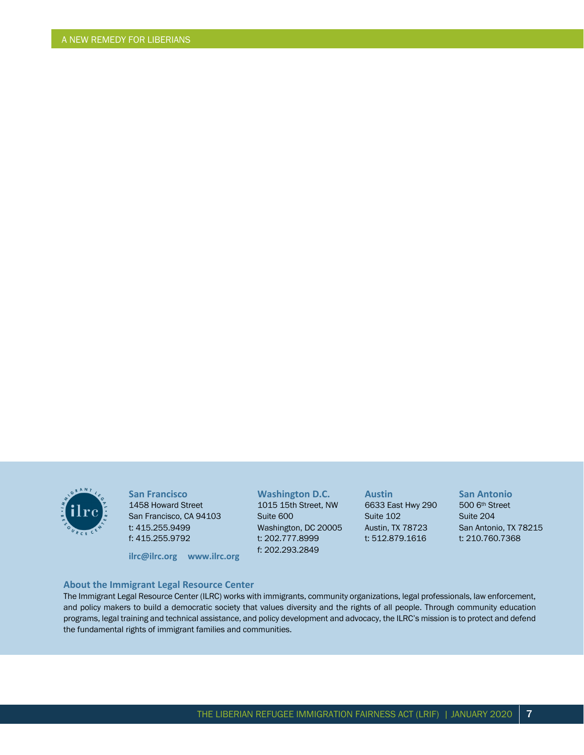**San Francisco**
1458 Howard Street
San Francisco, CA 94103
t: 415.255.9499
f: 415.255.9792

ilrc@ilrc.org www.ilrc.org

**Washington D.C.**
1015 15th Street, NW
Suite 600
Washington, DC 20005
t: 202.777.8999
f: 202.293.2849

**Austin**
6633 East Hwy 290
Suite 102
Austin, TX 78723
t: 512.879.1616

**San Antonio**
500 6th Street
Suite 204
San Antonio, TX 78215
t: 210.760.7368

### About the Immigrant Legal Resource Center

The Immigrant Legal Resource Center (ILRC) works with immigrants, community organizations, legal professionals, law enforcement, and policy makers to build a democratic society that values diversity and the rights of all people. Through community education programs, legal training and technical assistance, and policy development and advocacy, the ILRC's mission is to protect and defend the fundamental rights of immigrant families and communities.